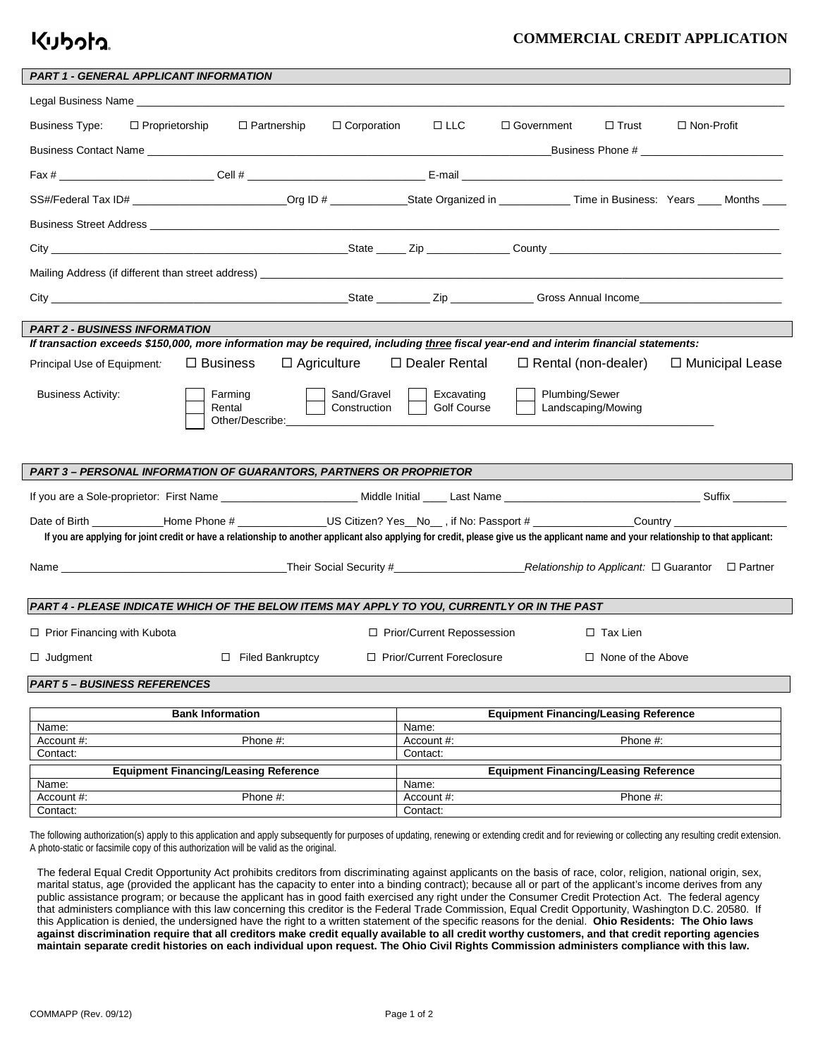Kubota

# COMMERCIAL CREDIT APPLICATION

## PART 1 - GENERAL APPLICANT INFORMATION

Legal Business Name ______________________________

Business Type: ☐ Proprietorship ☐ Partnership ☐ Corporation ☐ LLC ☐ Government ☐ Trust ☐ Non-Profit

Business Contact Name ______________________________ Business Phone # ____________

Fax # ____________ Cell # ____________ E-mail ____________

SS#/Federal Tax ID# ____________ Org ID # ____________ State Organized in ____________ Time in Business: Years ____ Months ____

Business Street Address ______________________________

City ____________ State _____ Zip ____________ County ____________

Mailing Address (if different than street address) ______________________________

City ____________ State _________ Zip ____________ Gross Annual Income ____________

## PART 2 - BUSINESS INFORMATION

***If transaction exceeds $150,000, more information may be required, including three fiscal year-end and interim financial statements:***

Principal Use of Equipment: ☐ Business ☐ Agriculture ☐ Dealer Rental ☐ Rental (non-dealer) ☐ Municipal Lease

Business Activity: ☐ Farming ☐ Rental ☐ Other/Describe: ____________ ☐ Sand/Gravel Construction ☐ Excavating Golf Course ☐ Plumbing/Sewer Landscaping/Mowing

## PART 3 – PERSONAL INFORMATION OF GUARANTORS, PARTNERS OR PROPRIETOR

If you are a Sole-proprietor: First Name ____________ Middle Initial ____ Last Name ____________ Suffix ________

Date of Birth ____________ Home Phone # ____________ US Citizen? Yes__No__ , if No: Passport # ____________ Country ____________

**If you are applying for joint credit or have a relationship to another applicant also applying for credit, please give us the applicant name and your relationship to that applicant:**

Name ____________ Their Social Security # ____________ *Relationship to Applicant:* ☐ Guarantor ☐ Partner

## PART 4 - PLEASE INDICATE WHICH OF THE BELOW ITEMS MAY APPLY TO YOU, CURRENTLY OR IN THE PAST

☐ Prior Financing with Kubota ☐ Prior/Current Repossession ☐ Tax Lien

☐ Judgment ☐ Filed Bankruptcy ☐ Prior/Current Foreclosure ☐ None of the Above

## PART 5 – BUSINESS REFERENCES

| Bank Information | | Equipment Financing/Leasing Reference | |
|---|---|---|---|
| Name: | | Name: | |
| Account #: | Phone #: | Account #: | Phone #: |
| Contact: | | Contact: | |

| Equipment Financing/Leasing Reference | | Equipment Financing/Leasing Reference | |
|---|---|---|---|
| Name: | | Name: | |
| Account #: | Phone #: | Account #: | Phone #: |
| Contact: | | Contact: | |

The following authorization(s) apply to this application and apply subsequently for purposes of updating, renewing or extending credit and for reviewing or collecting any resulting credit extension. A photo-static or facsimile copy of this authorization will be valid as the original.

The federal Equal Credit Opportunity Act prohibits creditors from discriminating against applicants on the basis of race, color, religion, national origin, sex, marital status, age (provided the applicant has the capacity to enter into a binding contract); because all or part of the applicant's income derives from any public assistance program; or because the applicant has in good faith exercised any right under the Consumer Credit Protection Act. The federal agency that administers compliance with this law concerning this creditor is the Federal Trade Commission, Equal Credit Opportunity, Washington D.C. 20580. If this Application is denied, the undersigned have the right to a written statement of the specific reasons for the denial. **Ohio Residents: The Ohio laws against discrimination require that all creditors make credit equally available to all credit worthy customers, and that credit reporting agencies maintain separate credit histories on each individual upon request. The Ohio Civil Rights Commission administers compliance with this law.**

COMMAPP (Rev. 09/12)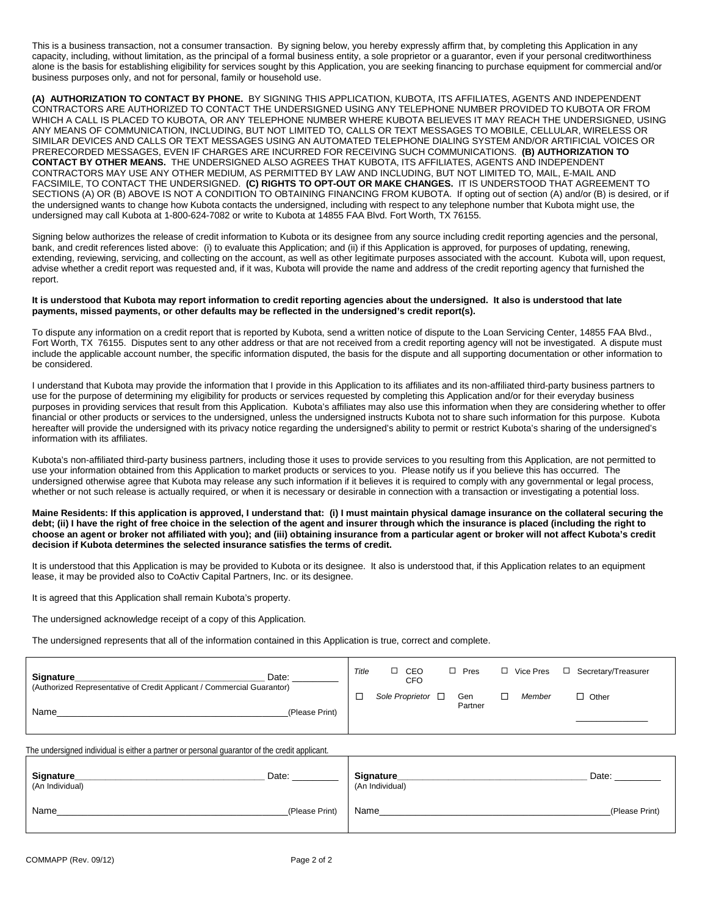This is a business transaction, not a consumer transaction. By signing below, you hereby expressly affirm that, by completing this Application in any capacity, including, without limitation, as the principal of a formal business entity, a sole proprietor or a guarantor, even if your personal creditworthiness alone is the basis for establishing eligibility for services sought by this Application, you are seeking financing to purchase equipment for commercial and/or business purposes only, and not for personal, family or household use.

**(A) AUTHORIZATION TO CONTACT BY PHONE.** BY SIGNING THIS APPLICATION, KUBOTA, ITS AFFILIATES, AGENTS AND INDEPENDENT CONTRACTORS ARE AUTHORIZED TO CONTACT THE UNDERSIGNED USING ANY TELEPHONE NUMBER PROVIDED TO KUBOTA OR FROM WHICH A CALL IS PLACED TO KUBOTA, OR ANY TELEPHONE NUMBER WHERE KUBOTA BELIEVES IT MAY REACH THE UNDERSIGNED, USING ANY MEANS OF COMMUNICATION, INCLUDING, BUT NOT LIMITED TO, CALLS OR TEXT MESSAGES TO MOBILE, CELLULAR, WIRELESS OR SIMILAR DEVICES AND CALLS OR TEXT MESSAGES USING AN AUTOMATED TELEPHONE DIALING SYSTEM AND/OR ARTIFICIAL VOICES OR PRERECORDED MESSAGES, EVEN IF CHARGES ARE INCURRED FOR RECEIVING SUCH COMMUNICATIONS. **(B) AUTHORIZATION TO CONTACT BY OTHER MEANS.** THE UNDERSIGNED ALSO AGREES THAT KUBOTA, ITS AFFILIATES, AGENTS AND INDEPENDENT CONTRACTORS MAY USE ANY OTHER MEDIUM, AS PERMITTED BY LAW AND INCLUDING, BUT NOT LIMITED TO, MAIL, E-MAIL AND FACSIMILE, TO CONTACT THE UNDERSIGNED. **(C) RIGHTS TO OPT-OUT OR MAKE CHANGES.** IT IS UNDERSTOOD THAT AGREEMENT TO SECTIONS (A) OR (B) ABOVE IS NOT A CONDITION TO OBTAINING FINANCING FROM KUBOTA. If opting out of section (A) and/or (B) is desired, or if the undersigned wants to change how Kubota contacts the undersigned, including with respect to any telephone number that Kubota might use, the undersigned may call Kubota at 1-800-624-7082 or write to Kubota at 14855 FAA Blvd. Fort Worth, TX 76155.

Signing below authorizes the release of credit information to Kubota or its designee from any source including credit reporting agencies and the personal, bank, and credit references listed above: (i) to evaluate this Application; and (ii) if this Application is approved, for purposes of updating, renewing, extending, reviewing, servicing, and collecting on the account, as well as other legitimate purposes associated with the account. Kubota will, upon request, advise whether a credit report was requested and, if it was, Kubota will provide the name and address of the credit reporting agency that furnished the report.

**It is understood that Kubota may report information to credit reporting agencies about the undersigned. It also is understood that late payments, missed payments, or other defaults may be reflected in the undersigned's credit report(s).**

To dispute any information on a credit report that is reported by Kubota, send a written notice of dispute to the Loan Servicing Center, 14855 FAA Blvd., Fort Worth, TX 76155. Disputes sent to any other address or that are not received from a credit reporting agency will not be investigated. A dispute must include the applicable account number, the specific information disputed, the basis for the dispute and all supporting documentation or other information to be considered.

I understand that Kubota may provide the information that I provide in this Application to its affiliates and its non-affiliated third-party business partners to use for the purpose of determining my eligibility for products or services requested by completing this Application and/or for their everyday business purposes in providing services that result from this Application. Kubota's affiliates may also use this information when they are considering whether to offer financial or other products or services to the undersigned, unless the undersigned instructs Kubota not to share such information for this purpose. Kubota hereafter will provide the undersigned with its privacy notice regarding the undersigned's ability to permit or restrict Kubota's sharing of the undersigned's information with its affiliates.

Kubota's non-affiliated third-party business partners, including those it uses to provide services to you resulting from this Application, are not permitted to use your information obtained from this Application to market products or services to you. Please notify us if you believe this has occurred. The undersigned otherwise agree that Kubota may release any such information if it believes it is required to comply with any governmental or legal process, whether or not such release is actually required, or when it is necessary or desirable in connection with a transaction or investigating a potential loss.

**Maine Residents: If this application is approved, I understand that: (i) I must maintain physical damage insurance on the collateral securing the debt; (ii) I have the right of free choice in the selection of the agent and insurer through which the insurance is placed (including the right to choose an agent or broker not affiliated with you); and (iii) obtaining insurance from a particular agent or broker will not affect Kubota's credit decision if Kubota determines the selected insurance satisfies the terms of credit.**

It is understood that this Application is may be provided to Kubota or its designee. It also is understood that, if this Application relates to an equipment lease, it may be provided also to CoActiv Capital Partners, Inc. or its designee.

It is agreed that this Application shall remain Kubota's property.

The undersigned acknowledge receipt of a copy of this Application.

The undersigned represents that all of the information contained in this Application is true, correct and complete.

| | |
|---|---|
| **Signature**_______________________________ Date: _________<br>(Authorized Representative of Credit Applicant / Commercial Guarantor)<br><br>Name_______________________________(Please Print) | *Title* ☐ CEO CFO ☐ Pres ☐ Vice Pres ☐ Secretary/Treasurer<br>☐ *Sole Proprietor* ☐ Gen Partner ☐ *Member* ☐ Other ______________ |

The undersigned individual is either a partner or personal guarantor of the credit applicant.

| | |
|---|---|
| **Signature**_______________________________ Date: _________<br>(An Individual)<br><br>Name_______________________________(Please Print) | **Signature**_______________________________ Date: _________<br>(An Individual)<br><br>Name_______________________________(Please Print) |

COMMAPP (Rev. 09/12)